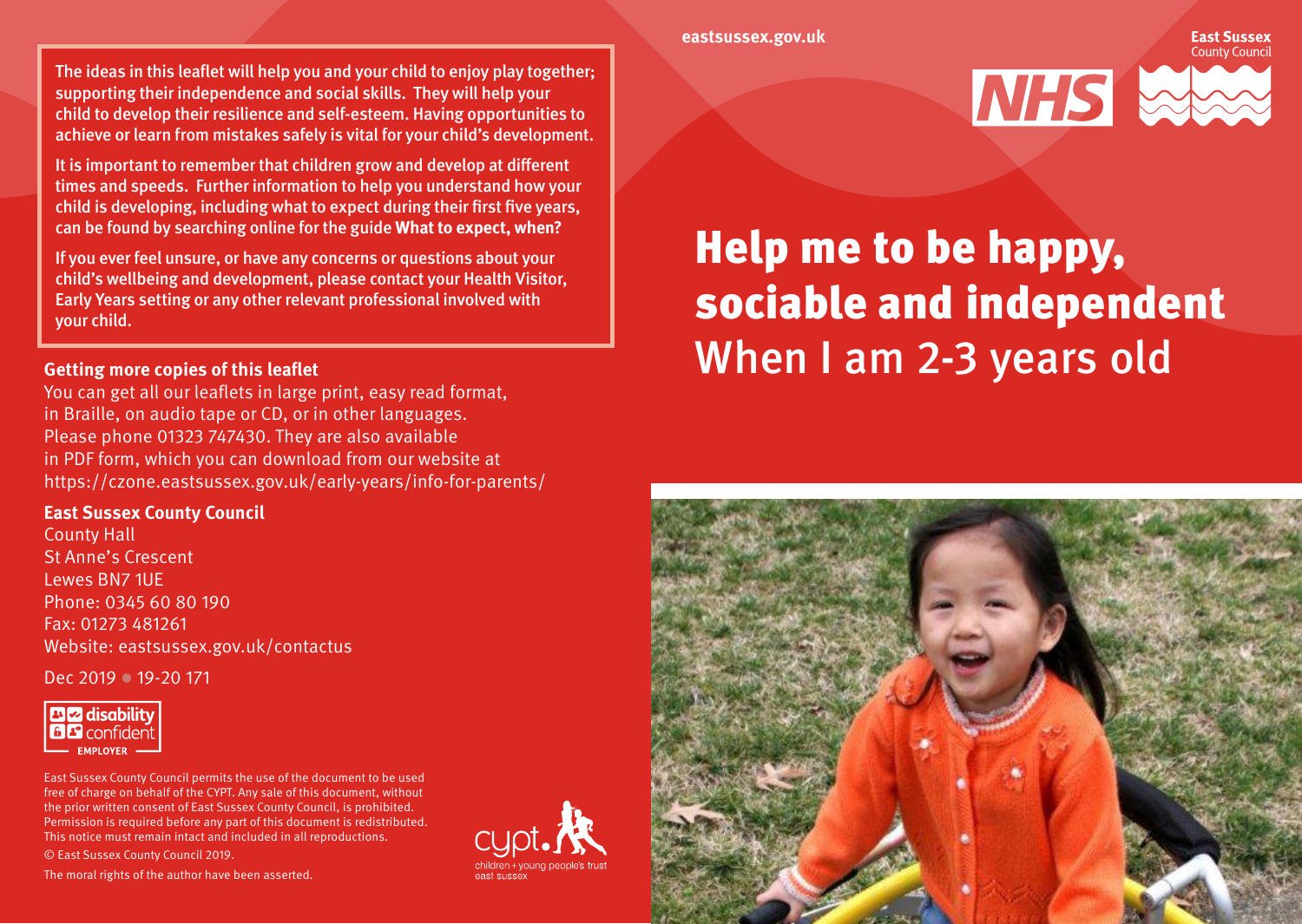# Help me to be happy, sociable and independent

## When I am 2-3 years old

eastsussex.gov.uk

The ideas in this leaflet will help you and your child to enjoy play together; supporting their independence and social skills. They will help your child to develop their resilience and self-esteem. Having opportunities to achieve or learn from mistakes safely is vital for your child's development.

It is important to remember that children grow and develop at different times and speeds. Further information to help you understand how your child is developing, including what to expect during their first five years, can be found by searching online for the guide **What to expect, when?**

If you ever feel unsure, or have any concerns or questions about your child's wellbeing and development, please contact your Health Visitor, Early Years setting or any other relevant professional involved with your child.

**Getting more copies of this leaflet**

You can get all our leaflets in large print, easy read format, in Braille, on audio tape or CD, or in other languages. Please phone 01323 747430. They are also available in PDF form, which you can download from our website at https://czone.eastsussex.gov.uk/early-years/info-for-parents/

**East Sussex County Council**
County Hall
St Anne's Crescent
Lewes BN7 1UE
Phone: 0345 60 80 190
Fax: 01273 481261
Website: eastsussex.gov.uk/contactus

Dec 2019 • 19-20 171

East Sussex County Council permits the use of the document to be used free of charge on behalf of the CYPT. Any sale of this document, without the prior written consent of East Sussex County Council, is prohibited. Permission is required before any part of this document is redistributed. This notice must remain intact and included in all reproductions.

© East Sussex County Council 2019.

The moral rights of the author have been asserted.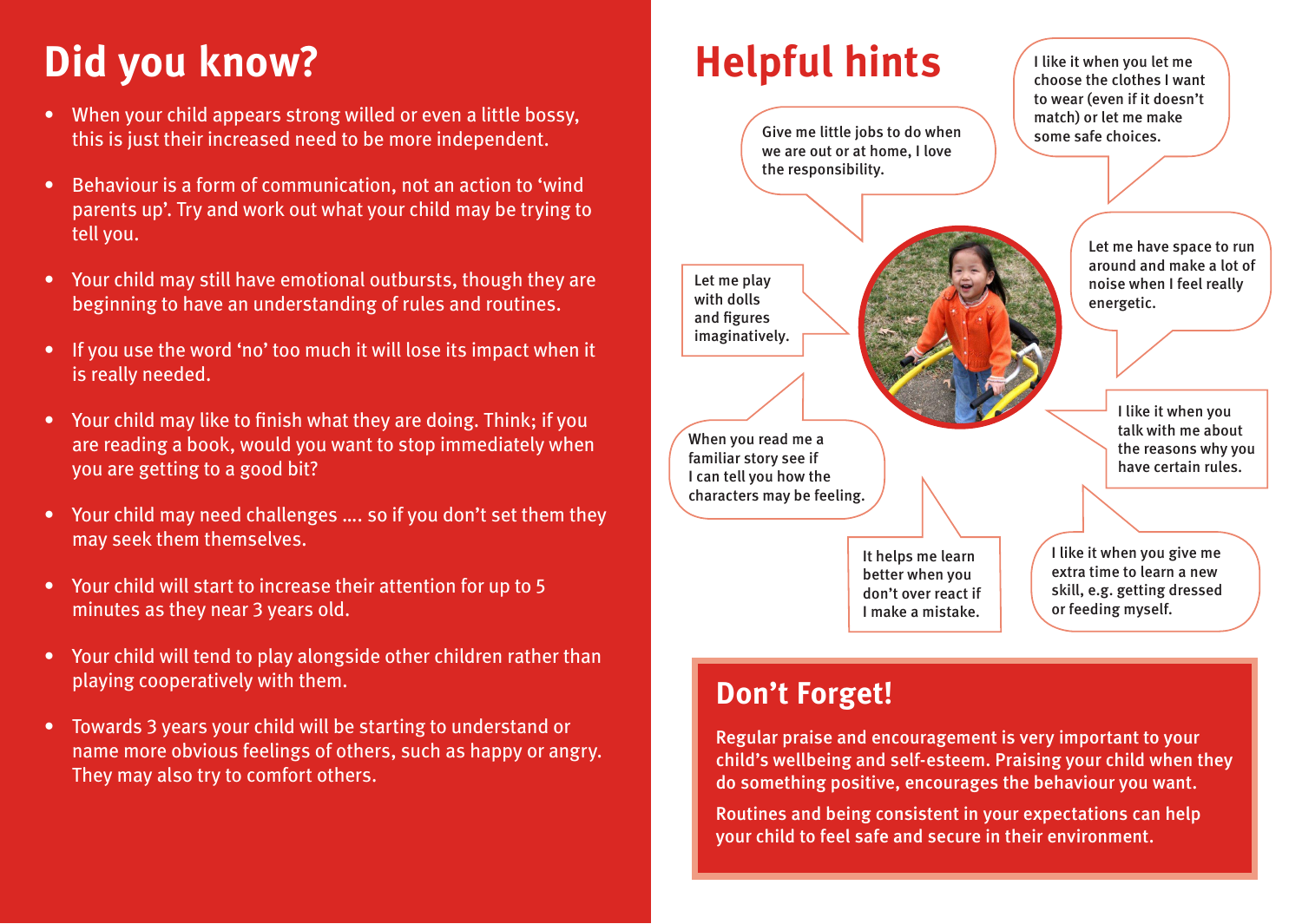# Did you know?

- When your child appears strong willed or even a little bossy, this is just their increased need to be more independent.
- Behaviour is a form of communication, not an action to 'wind parents up'. Try and work out what your child may be trying to tell you.
- Your child may still have emotional outbursts, though they are beginning to have an understanding of rules and routines.
- If you use the word 'no' too much it will lose its impact when it is really needed.
- Your child may like to finish what they are doing. Think; if you are reading a book, would you want to stop immediately when you are getting to a good bit?
- Your child may need challenges .... so if you don't set them they may seek them themselves.
- Your child will start to increase their attention for up to 5 minutes as they near 3 years old.
- Your child will tend to play alongside other children rather than playing cooperatively with them.
- Towards 3 years your child will be starting to understand or name more obvious feelings of others, such as happy or angry. They may also try to comfort others.

# Helpful hints

Give me little jobs to do when we are out or at home, I love the responsibility.

I like it when you let me choose the clothes I want to wear (even if it doesn't match) or let me make some safe choices.

Let me play with dolls and figures imaginatively.

Let me have space to run around and make a lot of noise when I feel really energetic.

When you read me a familiar story see if I can tell you how the characters may be feeling.

I like it when you talk with me about the reasons why you have certain rules.

It helps me learn better when you don't over react if I make a mistake.

I like it when you give me extra time to learn a new skill, e.g. getting dressed or feeding myself.

## Don't Forget!

Regular praise and encouragement is very important to your child's wellbeing and self-esteem. Praising your child when they do something positive, encourages the behaviour you want.

Routines and being consistent in your expectations can help your child to feel safe and secure in their environment.